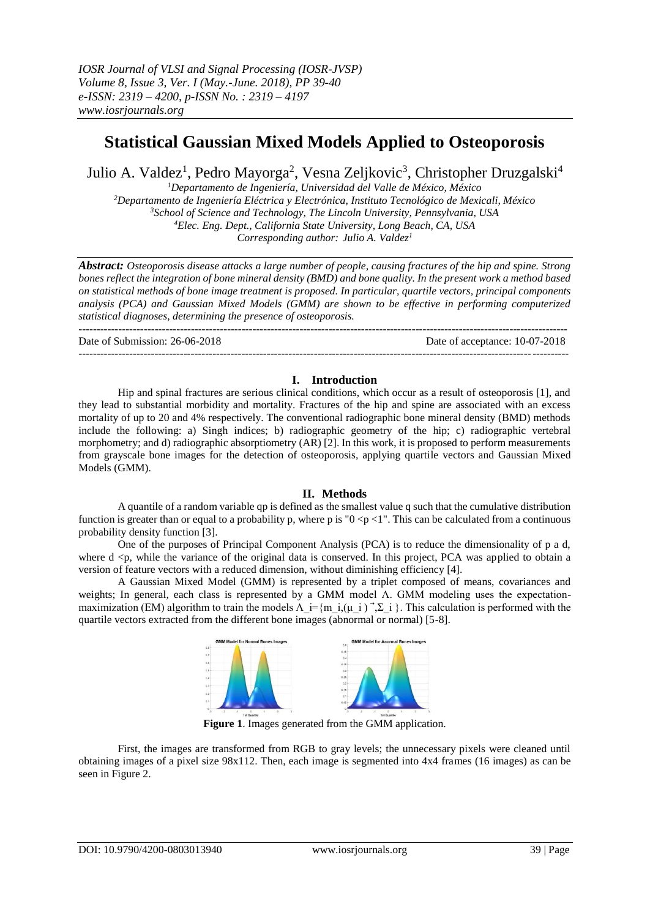# Statistical Gaussian Mixed Models Applied to Osteoporosis

Julio A. Valdez[1], Pedro Mayorga[2], Vesna Zeljkovic[3], Christopher Druzgalski[4]

[1]Departamento de Ingeniería, Universidad del Valle de México, México
[2]Departamento de Ingeniería Eléctrica y Electrónica, Instituto Tecnológico de Mexicali, México
[3]School of Science and Technology, The Lincoln University, Pennsylvania, USA
[4]Elec. Eng. Dept., California State University, Long Beach, CA, USA
*Corresponding author: Julio A. Valdez[1]*

***Abstract:*** *Osteoporosis disease attacks a large number of people, causing fractures of the hip and spine. Strong bones reflect the integration of bone mineral density (BMD) and bone quality. In the present work a method based on statistical methods of bone image treatment is proposed. In particular, quartile vectors, principal components analysis (PCA) and Gaussian Mixed Models (GMM) are shown to be effective in performing computerized statistical diagnoses, determining the presence of osteoporosis.*

---

Date of Submission: 26-06-2018 | Date of acceptance: 10-07-2018

---

## I. Introduction

Hip and spinal fractures are serious clinical conditions, which occur as a result of osteoporosis [1], and they lead to substantial morbidity and mortality. Fractures of the hip and spine are associated with an excess mortality of up to 20 and 4% respectively. The conventional radiographic bone mineral density (BMD) methods include the following: a) Singh indices; b) radiographic geometry of the hip; c) radiographic vertebral morphometry; and d) radiographic absorptiometry (AR) [2]. In this work, it is proposed to perform measurements from grayscale bone images for the detection of osteoporosis, applying quartile vectors and Gaussian Mixed Models (GMM).

## II. Methods

A quantile of a random variable qp is defined as the smallest value q such that the cumulative distribution function is greater than or equal to a probability p, where p is "$0 < p < 1$". This can be calculated from a continuous probability density function [3].

One of the purposes of Principal Component Analysis (PCA) is to reduce the dimensionality of p a d, where $d < p$, while the variance of the original data is conserved. In this project, PCA was applied to obtain a version of feature vectors with a reduced dimension, without diminishing efficiency [4].

A Gaussian Mixed Model (GMM) is represented by a triplet composed of means, covariances and weights; In general, each class is represented by a GMM model $\Lambda$. GMM modeling uses the expectation-maximization (EM) algorithm to train the models $\Lambda_i=\{m_i,\vec{\mu_i},\Sigma_i\}$. This calculation is performed with the quartile vectors extracted from the different bone images (abnormal or normal) [5-8].

**Figure 1**. Images generated from the GMM application.

First, the images are transformed from RGB to gray levels; the unnecessary pixels were cleaned until obtaining images of a pixel size 98x112. Then, each image is segmented into 4x4 frames (16 images) as can be seen in Figure 2.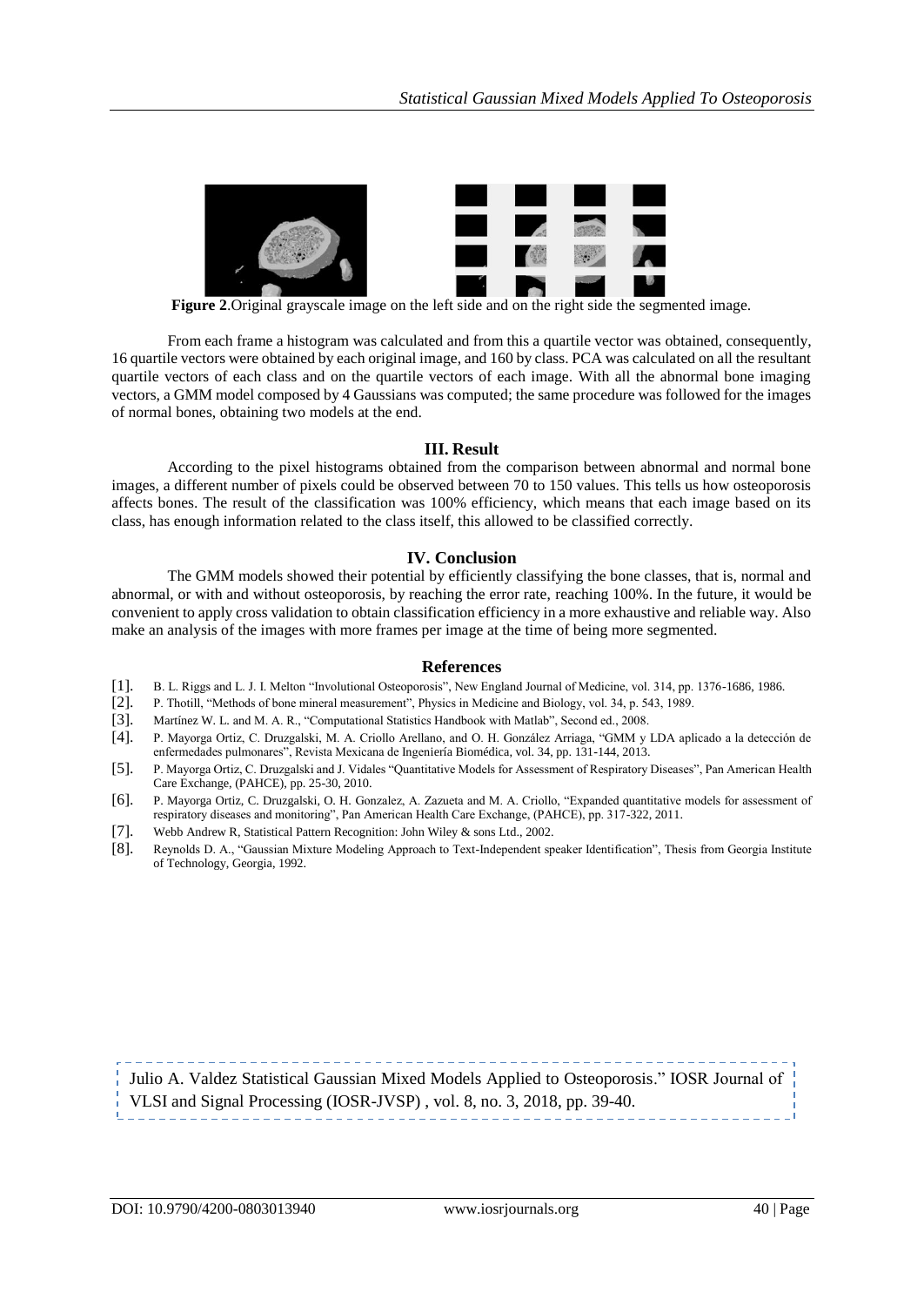**Figure 2**.Original grayscale image on the left side and on the right side the segmented image.

From each frame a histogram was calculated and from this a quartile vector was obtained, consequently, 16 quartile vectors were obtained by each original image, and 160 by class. PCA was calculated on all the resultant quartile vectors of each class and on the quartile vectors of each image. With all the abnormal bone imaging vectors, a GMM model composed by 4 Gaussians was computed; the same procedure was followed for the images of normal bones, obtaining two models at the end.

## III. Result

According to the pixel histograms obtained from the comparison between abnormal and normal bone images, a different number of pixels could be observed between 70 to 150 values. This tells us how osteoporosis affects bones. The result of the classification was 100% efficiency, which means that each image based on its class, has enough information related to the class itself, this allowed to be classified correctly.

## IV. Conclusion

The GMM models showed their potential by efficiently classifying the bone classes, that is, normal and abnormal, or with and without osteoporosis, by reaching the error rate, reaching 100%. In the future, it would be convenient to apply cross validation to obtain classification efficiency in a more exhaustive and reliable way. Also make an analysis of the images with more frames per image at the time of being more segmented.

## References

[1]. B. L. Riggs and L. J. I. Melton "Involutional Osteoporosis", New England Journal of Medicine, vol. 314, pp. 1376-1686, 1986.

[2]. P. Thotill, "Methods of bone mineral measurement", Physics in Medicine and Biology, vol. 34, p. 543, 1989.

[3]. Martínez W. L. and M. A. R., "Computational Statistics Handbook with Matlab", Second ed., 2008.

[4]. P. Mayorga Ortiz, C. Druzgalski, M. A. Criollo Arellano, and O. H. González Arriaga, "GMM y LDA aplicado a la detección de enfermedades pulmonares", Revista Mexicana de Ingeniería Biomédica, vol. 34, pp. 131-144, 2013.

[5]. P. Mayorga Ortiz, C. Druzgalski and J. Vidales "Quantitative Models for Assessment of Respiratory Diseases", Pan American Health Care Exchange, (PAHCE), pp. 25-30, 2010.

[6]. P. Mayorga Ortiz, C. Druzgalski, O. H. Gonzalez, A. Zazueta and M. A. Criollo, "Expanded quantitative models for assessment of respiratory diseases and monitoring", Pan American Health Care Exchange, (PAHCE), pp. 317-322, 2011.

[7]. Webb Andrew R, Statistical Pattern Recognition: John Wiley & sons Ltd., 2002.

[8]. Reynolds D. A., "Gaussian Mixture Modeling Approach to Text-Independent speaker Identification", Thesis from Georgia Institute of Technology, Georgia, 1992.

Julio A. Valdez Statistical Gaussian Mixed Models Applied to Osteoporosis." IOSR Journal of VLSI and Signal Processing (IOSR-JVSP) , vol. 8, no. 3, 2018, pp. 39-40.